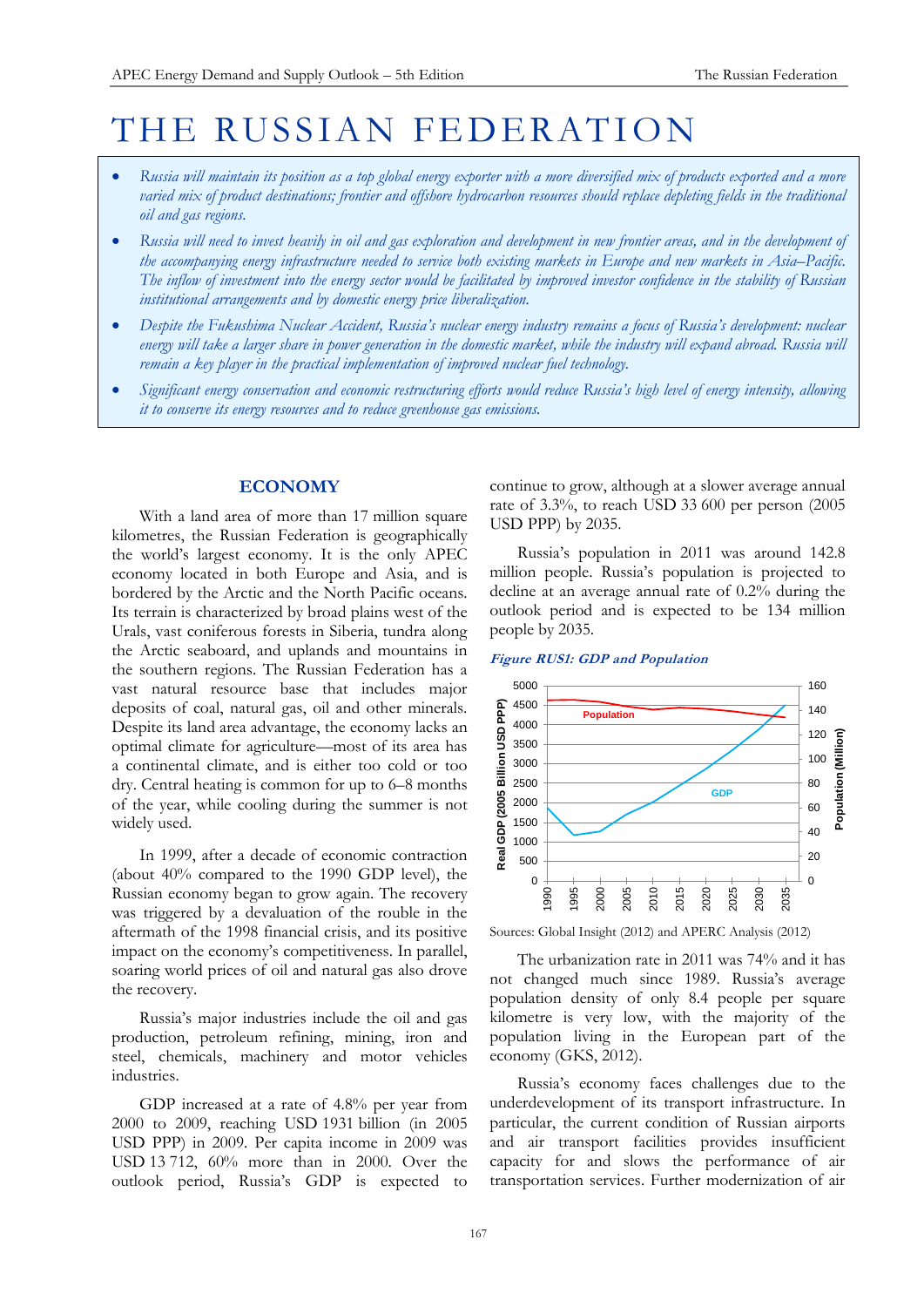# THE RUSSIAN FEDERATION

- *Russia will maintain its position as a top global energy exporter with a more diversified mix of products exported and a more varied mix of product destinations; frontier and offshore hydrocarbon resources should replace depleting fields in the traditional oil and gas regions.*
- *Russia will need to invest heavily in oil and gas exploration and development in new frontier areas, and in the development of the accompanying energy infrastructure needed to service both existing markets in Europe and new markets in Asia–Pacific. The inflow of investment into the energy sector would be facilitated by improved investor confidence in the stability of Russian institutional arrangements and by domestic energy price liberalization.*
- *Despite the Fukushima Nuclear Accident, Russia's nuclear energy industry remains a focus of Russia's development: nuclear energy will take a larger share in power generation in the domestic market, while the industry will expand abroad. Russia will remain a key player in the practical implementation of improved nuclear fuel technology.*
- *Significant energy conservation and economic restructuring efforts would reduce Russia's high level of energy intensity, allowing it to conserve its energy resources and to reduce greenhouse gas emissions.*

## ECONOMY

With a land area of more than 17 million square kilometres, the Russian Federation is geographically the world's largest economy. It is the only APEC economy located in both Europe and Asia, and is bordered by the Arctic and the North Pacific oceans. Its terrain is characterized by broad plains west of the Urals, vast coniferous forests in Siberia, tundra along the Arctic seaboard, and uplands and mountains in the southern regions. The Russian Federation has a vast natural resource base that includes major deposits of coal, natural gas, oil and other minerals. Despite its land area advantage, the economy lacks an optimal climate for agriculture—most of its area has a continental climate, and is either too cold or too dry. Central heating is common for up to 6–8 months of the year, while cooling during the summer is not widely used.

In 1999, after a decade of economic contraction (about 40% compared to the 1990 GDP level), the Russian economy began to grow again. The recovery was triggered by a devaluation of the rouble in the aftermath of the 1998 financial crisis, and its positive impact on the economy's competitiveness. In parallel, soaring world prices of oil and natural gas also drove the recovery.

Russia's major industries include the oil and gas production, petroleum refining, mining, iron and steel, chemicals, machinery and motor vehicles industries.

GDP increased at a rate of 4.8% per year from 2000 to 2009, reaching USD 1931 billion (in 2005 USD PPP) in 2009. Per capita income in 2009 was USD 13 712, 60% more than in 2000. Over the outlook period, Russia's GDP is expected to continue to grow, although at a slower average annual rate of 3.3%, to reach USD 33 600 per person (2005 USD PPP) by 2035.

Russia's population in 2011 was around 142.8 million people. Russia's population is projected to decline at an average annual rate of 0.2% during the outlook period and is expected to be 134 million people by 2035.

***Figure RUS1: GDP and Population***

Sources: Global Insight (2012) and APERC Analysis (2012)

The urbanization rate in 2011 was 74% and it has not changed much since 1989. Russia's average population density of only 8.4 people per square kilometre is very low, with the majority of the population living in the European part of the economy (GKS, 2012).

Russia's economy faces challenges due to the underdevelopment of its transport infrastructure. In particular, the current condition of Russian airports and air transport facilities provides insufficient capacity for and slows the performance of air transportation services. Further modernization of air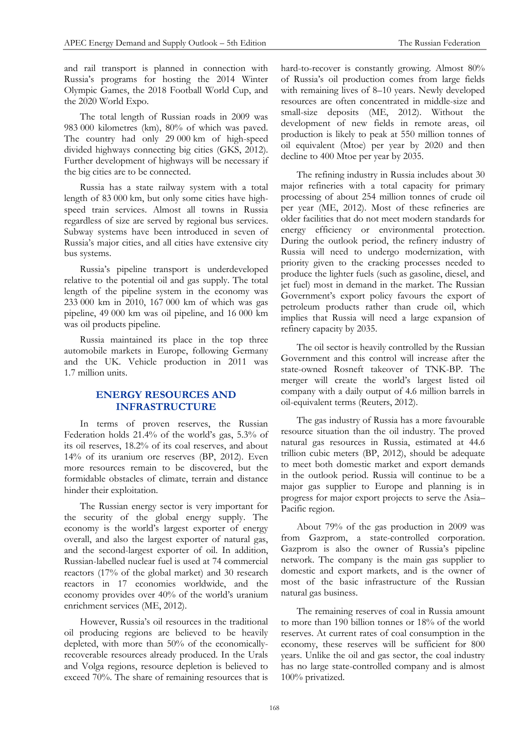and rail transport is planned in connection with Russia's programs for hosting the 2014 Winter Olympic Games, the 2018 Football World Cup, and the 2020 World Expo.

The total length of Russian roads in 2009 was 983 000 kilometres (km), 80% of which was paved. The country had only 29 000 km of high-speed divided highways connecting big cities (GKS, 2012). Further development of highways will be necessary if the big cities are to be connected.

Russia has a state railway system with a total length of 83 000 km, but only some cities have high-speed train services. Almost all towns in Russia regardless of size are served by regional bus services. Subway systems have been introduced in seven of Russia's major cities, and all cities have extensive city bus systems.

Russia's pipeline transport is underdeveloped relative to the potential oil and gas supply. The total length of the pipeline system in the economy was 233 000 km in 2010, 167 000 km of which was gas pipeline, 49 000 km was oil pipeline, and 16 000 km was oil products pipeline.

Russia maintained its place in the top three automobile markets in Europe, following Germany and the UK. Vehicle production in 2011 was 1.7 million units.

## ENERGY RESOURCES AND INFRASTRUCTURE

In terms of proven reserves, the Russian Federation holds 21.4% of the world's gas, 5.3% of its oil reserves, 18.2% of its coal reserves, and about 14% of its uranium ore reserves (BP, 2012). Even more resources remain to be discovered, but the formidable obstacles of climate, terrain and distance hinder their exploitation.

The Russian energy sector is very important for the security of the global energy supply. The economy is the world's largest exporter of energy overall, and also the largest exporter of natural gas, and the second-largest exporter of oil. In addition, Russian-labelled nuclear fuel is used at 74 commercial reactors (17% of the global market) and 30 research reactors in 17 economies worldwide, and the economy provides over 40% of the world's uranium enrichment services (ME, 2012).

However, Russia's oil resources in the traditional oil producing regions are believed to be heavily depleted, with more than 50% of the economically-recoverable resources already produced. In the Urals and Volga regions, resource depletion is believed to exceed 70%. The share of remaining resources that is hard-to-recover is constantly growing. Almost 80% of Russia's oil production comes from large fields with remaining lives of 8–10 years. Newly developed resources are often concentrated in middle-size and small-size deposits (ME, 2012). Without the development of new fields in remote areas, oil production is likely to peak at 550 million tonnes of oil equivalent (Mtoe) per year by 2020 and then decline to 400 Mtoe per year by 2035.

The refining industry in Russia includes about 30 major refineries with a total capacity for primary processing of about 254 million tonnes of crude oil per year (ME, 2012). Most of these refineries are older facilities that do not meet modern standards for energy efficiency or environmental protection. During the outlook period, the refinery industry of Russia will need to undergo modernization, with priority given to the cracking processes needed to produce the lighter fuels (such as gasoline, diesel, and jet fuel) most in demand in the market. The Russian Government's export policy favours the export of petroleum products rather than crude oil, which implies that Russia will need a large expansion of refinery capacity by 2035.

The oil sector is heavily controlled by the Russian Government and this control will increase after the state-owned Rosneft takeover of TNK-BP. The merger will create the world's largest listed oil company with a daily output of 4.6 million barrels in oil-equivalent terms (Reuters, 2012).

The gas industry of Russia has a more favourable resource situation than the oil industry. The proved natural gas resources in Russia, estimated at 44.6 trillion cubic meters (BP, 2012), should be adequate to meet both domestic market and export demands in the outlook period. Russia will continue to be a major gas supplier to Europe and planning is in progress for major export projects to serve the Asia–Pacific region.

About 79% of the gas production in 2009 was from Gazprom, a state-controlled corporation. Gazprom is also the owner of Russia's pipeline network. The company is the main gas supplier to domestic and export markets, and is the owner of most of the basic infrastructure of the Russian natural gas business.

The remaining reserves of coal in Russia amount to more than 190 billion tonnes or 18% of the world reserves. At current rates of coal consumption in the economy, these reserves will be sufficient for 800 years. Unlike the oil and gas sector, the coal industry has no large state-controlled company and is almost 100% privatized.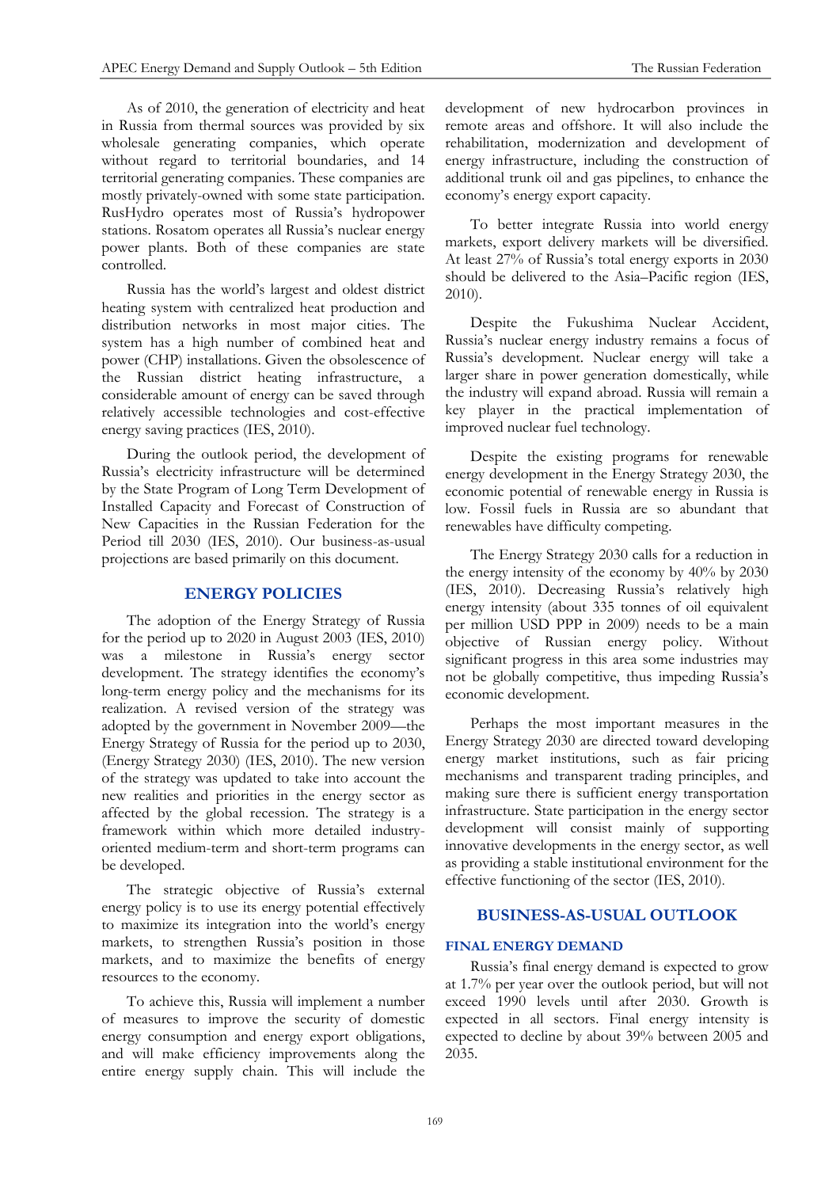As of 2010, the generation of electricity and heat in Russia from thermal sources was provided by six wholesale generating companies, which operate without regard to territorial boundaries, and 14 territorial generating companies. These companies are mostly privately-owned with some state participation. RusHydro operates most of Russia's hydropower stations. Rosatom operates all Russia's nuclear energy power plants. Both of these companies are state controlled.

Russia has the world's largest and oldest district heating system with centralized heat production and distribution networks in most major cities. The system has a high number of combined heat and power (CHP) installations. Given the obsolescence of the Russian district heating infrastructure, a considerable amount of energy can be saved through relatively accessible technologies and cost-effective energy saving practices (IES, 2010).

During the outlook period, the development of Russia's electricity infrastructure will be determined by the State Program of Long Term Development of Installed Capacity and Forecast of Construction of New Capacities in the Russian Federation for the Period till 2030 (IES, 2010). Our business-as-usual projections are based primarily on this document.

## ENERGY POLICIES

The adoption of the Energy Strategy of Russia for the period up to 2020 in August 2003 (IES, 2010) was a milestone in Russia's energy sector development. The strategy identifies the economy's long-term energy policy and the mechanisms for its realization. A revised version of the strategy was adopted by the government in November 2009—the Energy Strategy of Russia for the period up to 2030, (Energy Strategy 2030) (IES, 2010). The new version of the strategy was updated to take into account the new realities and priorities in the energy sector as affected by the global recession. The strategy is a framework within which more detailed industry-oriented medium-term and short-term programs can be developed.

The strategic objective of Russia's external energy policy is to use its energy potential effectively to maximize its integration into the world's energy markets, to strengthen Russia's position in those markets, and to maximize the benefits of energy resources to the economy.

To achieve this, Russia will implement a number of measures to improve the security of domestic energy consumption and energy export obligations, and will make efficiency improvements along the entire energy supply chain. This will include the development of new hydrocarbon provinces in remote areas and offshore. It will also include the rehabilitation, modernization and development of energy infrastructure, including the construction of additional trunk oil and gas pipelines, to enhance the economy's energy export capacity.

To better integrate Russia into world energy markets, export delivery markets will be diversified. At least 27% of Russia's total energy exports in 2030 should be delivered to the Asia–Pacific region (IES, 2010).

Despite the Fukushima Nuclear Accident, Russia's nuclear energy industry remains a focus of Russia's development. Nuclear energy will take a larger share in power generation domestically, while the industry will expand abroad. Russia will remain a key player in the practical implementation of improved nuclear fuel technology.

Despite the existing programs for renewable energy development in the Energy Strategy 2030, the economic potential of renewable energy in Russia is low. Fossil fuels in Russia are so abundant that renewables have difficulty competing.

The Energy Strategy 2030 calls for a reduction in the energy intensity of the economy by 40% by 2030 (IES, 2010). Decreasing Russia's relatively high energy intensity (about 335 tonnes of oil equivalent per million USD PPP in 2009) needs to be a main objective of Russian energy policy. Without significant progress in this area some industries may not be globally competitive, thus impeding Russia's economic development.

Perhaps the most important measures in the Energy Strategy 2030 are directed toward developing energy market institutions, such as fair pricing mechanisms and transparent trading principles, and making sure there is sufficient energy transportation infrastructure. State participation in the energy sector development will consist mainly of supporting innovative developments in the energy sector, as well as providing a stable institutional environment for the effective functioning of the sector (IES, 2010).

## BUSINESS-AS-USUAL OUTLOOK

### FINAL ENERGY DEMAND

Russia's final energy demand is expected to grow at 1.7% per year over the outlook period, but will not exceed 1990 levels until after 2030. Growth is expected in all sectors. Final energy intensity is expected to decline by about 39% between 2005 and 2035.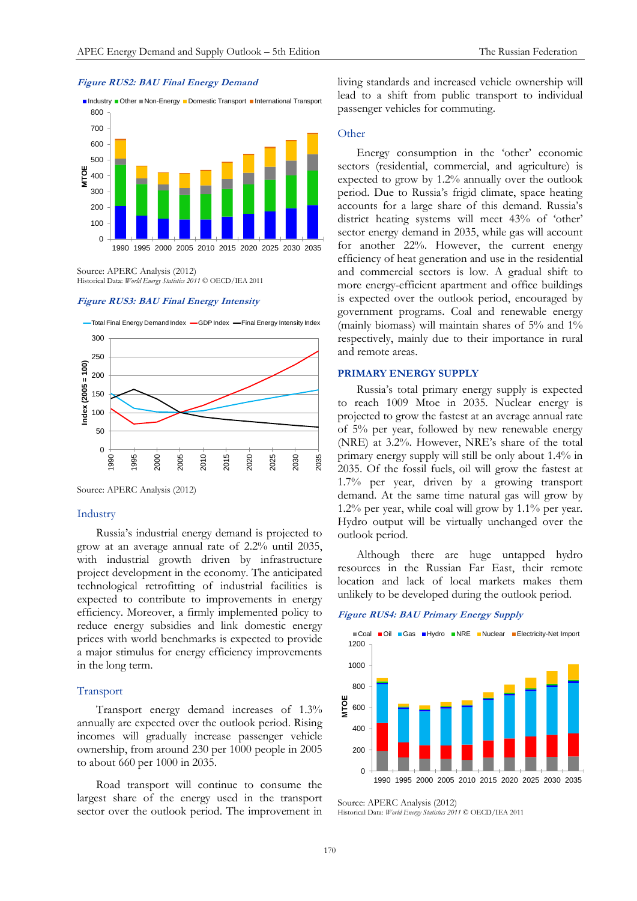*Figure RUS2: BAU Final Energy Demand*

Source: APERC Analysis (2012)
Historical Data: *World Energy Statistics 2011* © OECD/IEA 2011

*Figure RUS3: BAU Final Energy Intensity*

Source: APERC Analysis (2012)

### Industry

Russia's industrial energy demand is projected to grow at an average annual rate of 2.2% until 2035, with industrial growth driven by infrastructure project development in the economy. The anticipated technological retrofitting of industrial facilities is expected to contribute to improvements in energy efficiency. Moreover, a firmly implemented policy to reduce energy subsidies and link domestic energy prices with world benchmarks is expected to provide a major stimulus for energy efficiency improvements in the long term.

### Transport

Transport energy demand increases of 1.3% annually are expected over the outlook period. Rising incomes will gradually increase passenger vehicle ownership, from around 230 per 1000 people in 2005 to about 660 per 1000 in 2035.

Road transport will continue to consume the largest share of the energy used in the transport sector over the outlook period. The improvement in living standards and increased vehicle ownership will lead to a shift from public transport to individual passenger vehicles for commuting.

### Other

Energy consumption in the 'other' economic sectors (residential, commercial, and agriculture) is expected to grow by 1.2% annually over the outlook period. Due to Russia's frigid climate, space heating accounts for a large share of this demand. Russia's district heating systems will meet 43% of 'other' sector energy demand in 2035, while gas will account for another 22%. However, the current energy efficiency of heat generation and use in the residential and commercial sectors is low. A gradual shift to more energy-efficient apartment and office buildings is expected over the outlook period, encouraged by government programs. Coal and renewable energy (mainly biomass) will maintain shares of 5% and 1% respectively, mainly due to their importance in rural and remote areas.

## PRIMARY ENERGY SUPPLY

Russia's total primary energy supply is expected to reach 1009 Mtoe in 2035. Nuclear energy is projected to grow the fastest at an average annual rate of 5% per year, followed by new renewable energy (NRE) at 3.2%. However, NRE's share of the total primary energy supply will still be only about 1.4% in 2035. Of the fossil fuels, oil will grow the fastest at 1.7% per year, driven by a growing transport demand. At the same time natural gas will grow by 1.2% per year, while coal will grow by 1.1% per year. Hydro output will be virtually unchanged over the outlook period.

Although there are huge untapped hydro resources in the Russian Far East, their remote location and lack of local markets makes them unlikely to be developed during the outlook period.

*Figure RUS4: BAU Primary Energy Supply*

Source: APERC Analysis (2012)
Historical Data: *World Energy Statistics 2011* © OECD/IEA 2011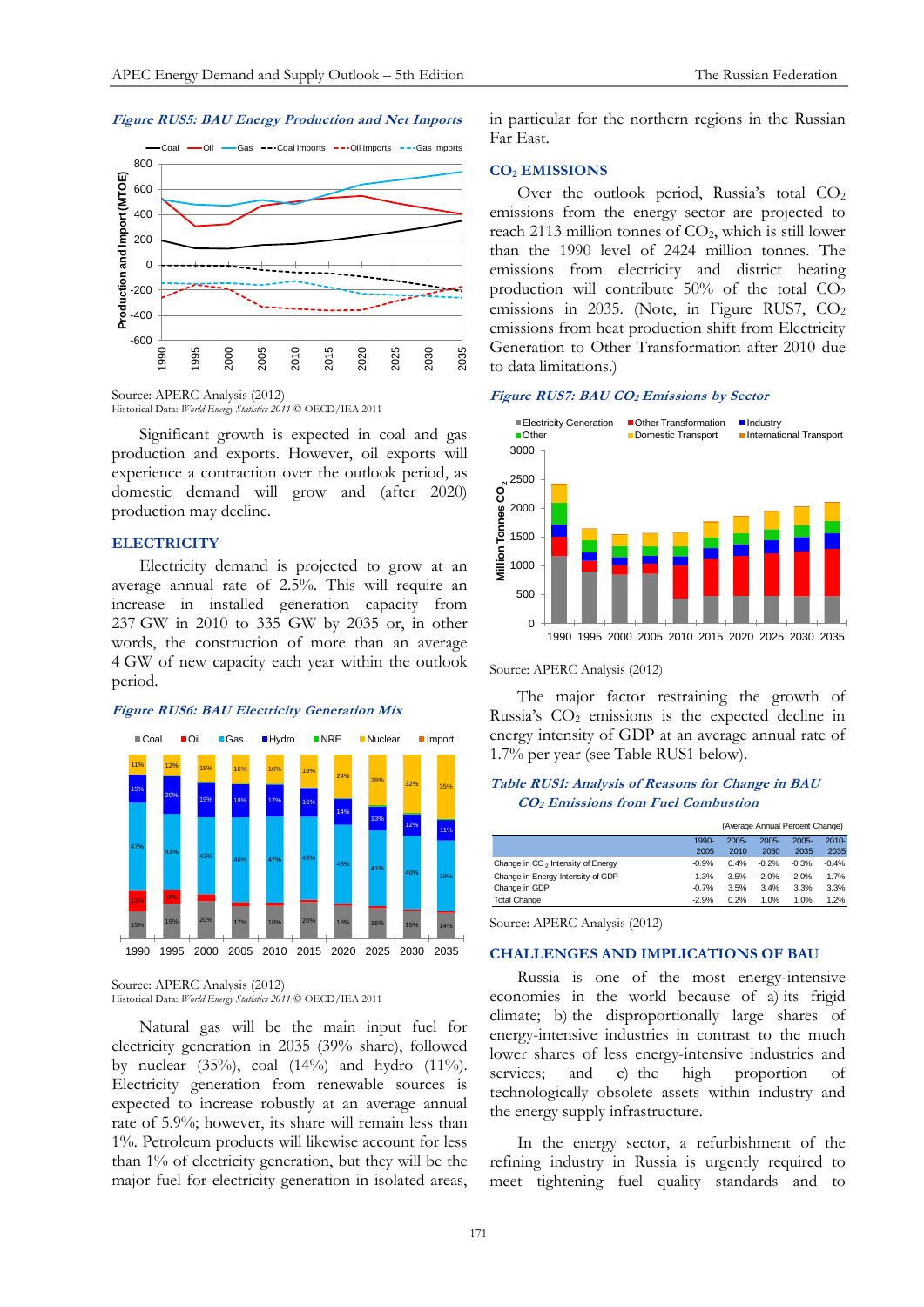***Figure RUS5: BAU Energy Production and Net Imports***

Source: APERC Analysis (2012)
Historical Data: *World Energy Statistics 2011* © OECD/IEA 2011

Significant growth is expected in coal and gas production and exports. However, oil exports will experience a contraction over the outlook period, as domestic demand will grow and (after 2020) production may decline.

## ELECTRICITY

Electricity demand is projected to grow at an average annual rate of 2.5%. This will require an increase in installed generation capacity from 237 GW in 2010 to 335 GW by 2035 or, in other words, the construction of more than an average 4 GW of new capacity each year within the outlook period.

***Figure RUS6: BAU Electricity Generation Mix***

Source: APERC Analysis (2012)
Historical Data: *World Energy Statistics 2011* © OECD/IEA 2011

Natural gas will be the main input fuel for electricity generation in 2035 (39% share), followed by nuclear (35%), coal (14%) and hydro (11%). Electricity generation from renewable sources is expected to increase robustly at an average annual rate of 5.9%; however, its share will remain less than 1%. Petroleum products will likewise account for less than 1% of electricity generation, but they will be the major fuel for electricity generation in isolated areas, in particular for the northern regions in the Russian Far East.

## $CO_2$ EMISSIONS

Over the outlook period, Russia's total $CO_2$ emissions from the energy sector are projected to reach 2113 million tonnes of $CO_2$, which is still lower than the 1990 level of 2424 million tonnes. The emissions from electricity and district heating production will contribute 50% of the total $CO_2$ emissions in 2035. (Note, in Figure RUS7, $CO_2$ emissions from heat production shift from Electricity Generation to Other Transformation after 2010 due to data limitations.)

***Figure RUS7: BAU $CO_2$ Emissions by Sector***

Source: APERC Analysis (2012)

The major factor restraining the growth of Russia's $CO_2$ emissions is the expected decline in energy intensity of GDP at an average annual rate of 1.7% per year (see Table RUS1 below).

***Table RUS1: Analysis of Reasons for Change in BAU $CO_2$ Emissions from Fuel Combustion***

(Average Annual Percent Change)

| | 1990-2005 | 2005-2010 | 2005-2030 | 2005-2035 | 2010-2035 |
|---|---|---|---|---|---|
| Change in $CO_2$ Intensity of Energy | -0.9% | 0.4% | -0.2% | -0.3% | -0.4% |
| Change in Energy Intensity of GDP | -1.3% | -3.5% | -2.0% | -2.0% | -1.7% |
| Change in GDP | -0.7% | 3.5% | 3.4% | 3.3% | 3.3% |
| Total Change | -2.9% | 0.2% | 1.0% | 1.0% | 1.2% |

Source: APERC Analysis (2012)

## CHALLENGES AND IMPLICATIONS OF BAU

Russia is one of the most energy-intensive economies in the world because of a) its frigid climate; b) the disproportionally large shares of energy-intensive industries in contrast to the much lower shares of less energy-intensive industries and services; and c) the high proportion of technologically obsolete assets within industry and the energy supply infrastructure.

In the energy sector, a refurbishment of the refining industry in Russia is urgently required to meet tightening fuel quality standards and to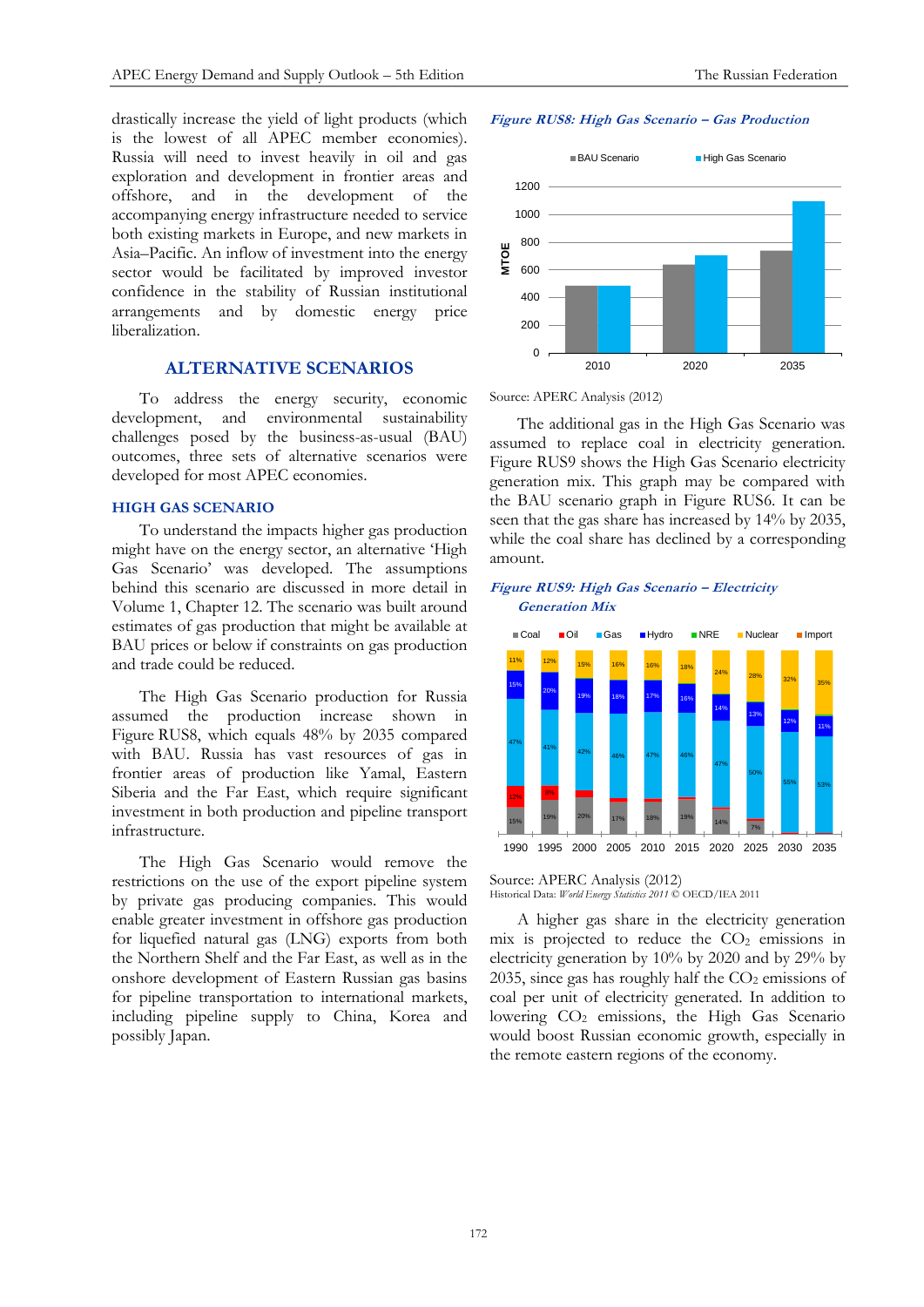drastically increase the yield of light products (which is the lowest of all APEC member economies). Russia will need to invest heavily in oil and gas exploration and development in frontier areas and offshore, and in the development of the accompanying energy infrastructure needed to service both existing markets in Europe, and new markets in Asia–Pacific. An inflow of investment into the energy sector would be facilitated by improved investor confidence in the stability of Russian institutional arrangements and by domestic energy price liberalization.

## ALTERNATIVE SCENARIOS

To address the energy security, economic development, and environmental sustainability challenges posed by the business-as-usual (BAU) outcomes, three sets of alternative scenarios were developed for most APEC economies.

### HIGH GAS SCENARIO

To understand the impacts higher gas production might have on the energy sector, an alternative 'High Gas Scenario' was developed. The assumptions behind this scenario are discussed in more detail in Volume 1, Chapter 12. The scenario was built around estimates of gas production that might be available at BAU prices or below if constraints on gas production and trade could be reduced.

The High Gas Scenario production for Russia assumed the production increase shown in Figure RUS8, which equals 48% by 2035 compared with BAU. Russia has vast resources of gas in frontier areas of production like Yamal, Eastern Siberia and the Far East, which require significant investment in both production and pipeline transport infrastructure.

The High Gas Scenario would remove the restrictions on the use of the export pipeline system by private gas producing companies. This would enable greater investment in offshore gas production for liquefied natural gas (LNG) exports from both the Northern Shelf and the Far East, as well as in the onshore development of Eastern Russian gas basins for pipeline transportation to international markets, including pipeline supply to China, Korea and possibly Japan.

***Figure RUS8: High Gas Scenario – Gas Production***

Source: APERC Analysis (2012)

The additional gas in the High Gas Scenario was assumed to replace coal in electricity generation. Figure RUS9 shows the High Gas Scenario electricity generation mix. This graph may be compared with the BAU scenario graph in Figure RUS6. It can be seen that the gas share has increased by 14% by 2035, while the coal share has declined by a corresponding amount.

***Figure RUS9: High Gas Scenario – Electricity Generation Mix***

Source: APERC Analysis (2012)
Historical Data: *World Energy Statistics 2011* © OECD/IEA 2011

A higher gas share in the electricity generation mix is projected to reduce the $CO_2$ emissions in electricity generation by 10% by 2020 and by 29% by 2035, since gas has roughly half the $CO_2$ emissions of coal per unit of electricity generated. In addition to lowering $CO_2$ emissions, the High Gas Scenario would boost Russian economic growth, especially in the remote eastern regions of the economy.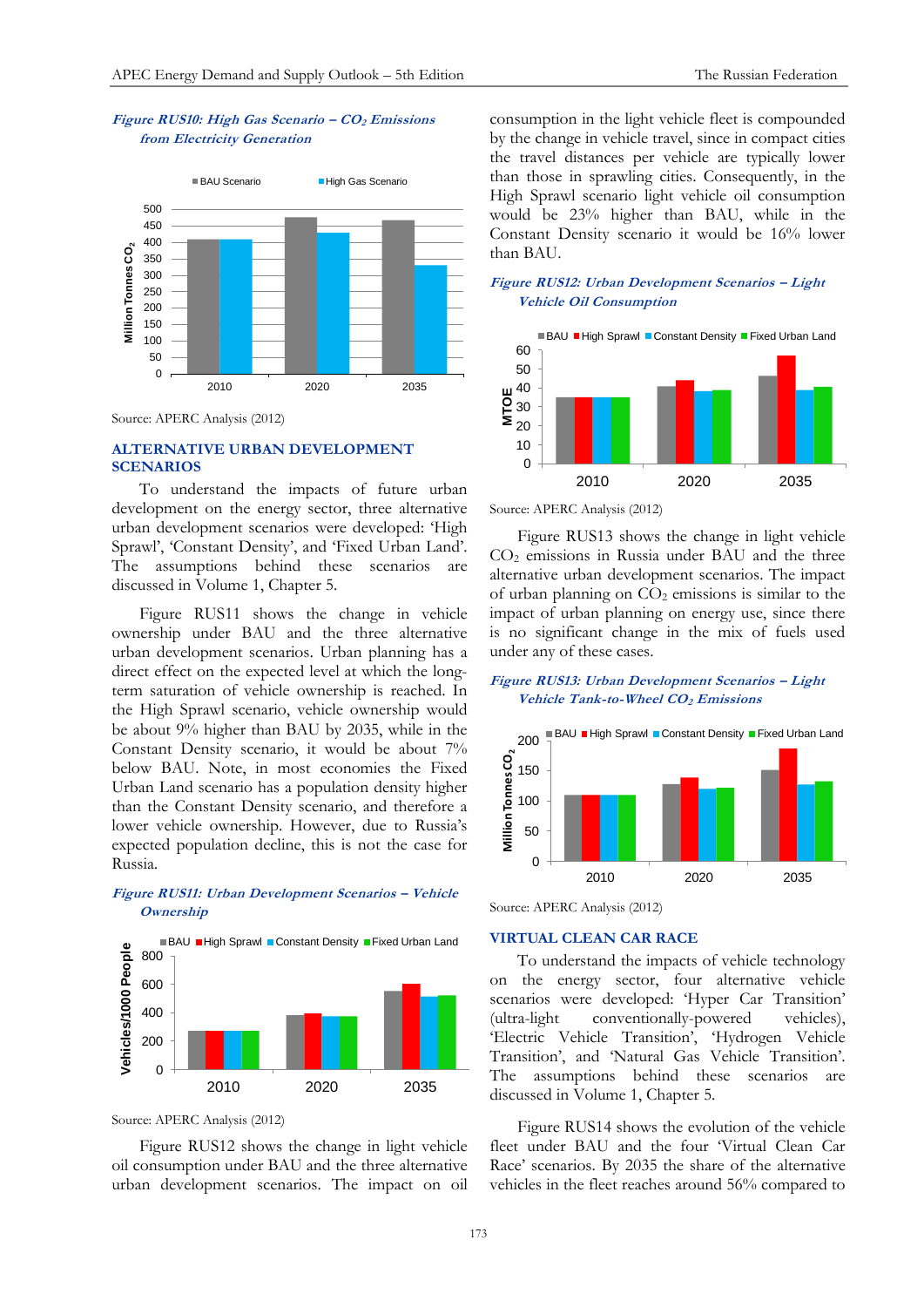*Figure RUS10: High Gas Scenario – $CO_2$ Emissions from Electricity Generation*

Source: APERC Analysis (2012)

## ALTERNATIVE URBAN DEVELOPMENT SCENARIOS

To understand the impacts of future urban development on the energy sector, three alternative urban development scenarios were developed: 'High Sprawl', 'Constant Density', and 'Fixed Urban Land'. The assumptions behind these scenarios are discussed in Volume 1, Chapter 5.

Figure RUS11 shows the change in vehicle ownership under BAU and the three alternative urban development scenarios. Urban planning has a direct effect on the expected level at which the long-term saturation of vehicle ownership is reached. In the High Sprawl scenario, vehicle ownership would be about 9% higher than BAU by 2035, while in the Constant Density scenario, it would be about 7% below BAU. Note, in most economies the Fixed Urban Land scenario has a population density higher than the Constant Density scenario, and therefore a lower vehicle ownership. However, due to Russia's expected population decline, this is not the case for Russia.

*Figure RUS11: Urban Development Scenarios – Vehicle Ownership*

Source: APERC Analysis (2012)

Figure RUS12 shows the change in light vehicle oil consumption under BAU and the three alternative urban development scenarios. The impact on oil consumption in the light vehicle fleet is compounded by the change in vehicle travel, since in compact cities the travel distances per vehicle are typically lower than those in sprawling cities. Consequently, in the High Sprawl scenario light vehicle oil consumption would be 23% higher than BAU, while in the Constant Density scenario it would be 16% lower than BAU.

*Figure RUS12: Urban Development Scenarios – Light Vehicle Oil Consumption*

Source: APERC Analysis (2012)

Figure RUS13 shows the change in light vehicle $CO_2$ emissions in Russia under BAU and the three alternative urban development scenarios. The impact of urban planning on $CO_2$ emissions is similar to the impact of urban planning on energy use, since there is no significant change in the mix of fuels used under any of these cases.

*Figure RUS13: Urban Development Scenarios – Light Vehicle Tank-to-Wheel $CO_2$ Emissions*

Source: APERC Analysis (2012)

## VIRTUAL CLEAN CAR RACE

To understand the impacts of vehicle technology on the energy sector, four alternative vehicle scenarios were developed: 'Hyper Car Transition' (ultra-light conventionally-powered vehicles), 'Electric Vehicle Transition', 'Hydrogen Vehicle Transition', and 'Natural Gas Vehicle Transition'. The assumptions behind these scenarios are discussed in Volume 1, Chapter 5.

Figure RUS14 shows the evolution of the vehicle fleet under BAU and the four 'Virtual Clean Car Race' scenarios. By 2035 the share of the alternative vehicles in the fleet reaches around 56% compared to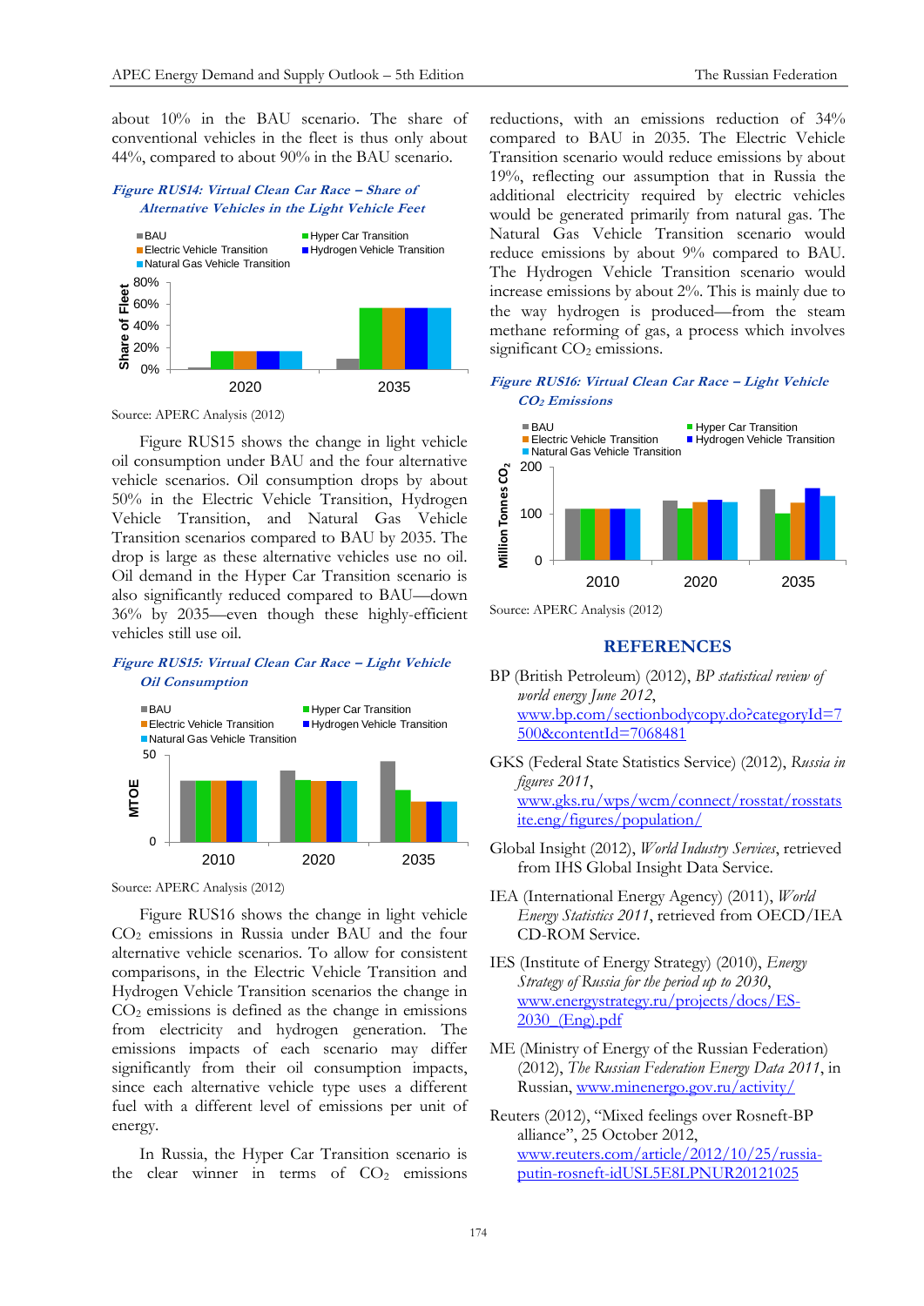about 10% in the BAU scenario. The share of conventional vehicles in the fleet is thus only about 44%, compared to about 90% in the BAU scenario.

*Figure RUS14: Virtual Clean Car Race – Share of Alternative Vehicles in the Light Vehicle Feet*

BAU
Electric Vehicle Transition
Natural Gas Vehicle Transition
Hyper Car Transition
Hydrogen Vehicle Transition

Share of Fleet
80%
60%
40%
20%
0%
2020
2035

Source: APERC Analysis (2012)

Figure RUS15 shows the change in light vehicle oil consumption under BAU and the four alternative vehicle scenarios. Oil consumption drops by about 50% in the Electric Vehicle Transition, Hydrogen Vehicle Transition, and Natural Gas Vehicle Transition scenarios compared to BAU by 2035. The drop is large as these alternative vehicles use no oil. Oil demand in the Hyper Car Transition scenario is also significantly reduced compared to BAU—down 36% by 2035—even though these highly-efficient vehicles still use oil.

*Figure RUS15: Virtual Clean Car Race – Light Vehicle Oil Consumption*

BAU
Electric Vehicle Transition
Natural Gas Vehicle Transition
Hyper Car Transition
Hydrogen Vehicle Transition

MTOE
50
0
2010
2020
2035

Source: APERC Analysis (2012)

Figure RUS16 shows the change in light vehicle $CO_2$ emissions in Russia under BAU and the four alternative vehicle scenarios. To allow for consistent comparisons, in the Electric Vehicle Transition and Hydrogen Vehicle Transition scenarios the change in $CO_2$ emissions is defined as the change in emissions from electricity and hydrogen generation. The emissions impacts of each scenario may differ significantly from their oil consumption impacts, since each alternative vehicle type uses a different fuel with a different level of emissions per unit of energy.

In Russia, the Hyper Car Transition scenario is the clear winner in terms of $CO_2$ emissions reductions, with an emissions reduction of 34% compared to BAU in 2035. The Electric Vehicle Transition scenario would reduce emissions by about 19%, reflecting our assumption that in Russia the additional electricity required by electric vehicles would be generated primarily from natural gas. The Natural Gas Vehicle Transition scenario would reduce emissions by about 9% compared to BAU. The Hydrogen Vehicle Transition scenario would increase emissions by about 2%. This is mainly due to the way hydrogen is produced—from the steam methane reforming of gas, a process which involves significant $CO_2$ emissions.

*Figure RUS16: Virtual Clean Car Race – Light Vehicle $CO_2$ Emissions*

BAU
Electric Vehicle Transition
Natural Gas Vehicle Transition
Hyper Car Transition
Hydrogen Vehicle Transition

Million Tonnes $CO_2$
200
100
0
2010
2020
2035

Source: APERC Analysis (2012)

## REFERENCES

BP (British Petroleum) (2012), *BP statistical review of world energy June 2012*, www.bp.com/sectionbodycopy.do?categoryId=7500&contentId=7068481

GKS (Federal State Statistics Service) (2012), *Russia in figures 2011*, www.gks.ru/wps/wcm/connect/rosstat/rosstatsite.eng/figures/population/

Global Insight (2012), *World Industry Services*, retrieved from IHS Global Insight Data Service.

IEA (International Energy Agency) (2011), *World Energy Statistics 2011*, retrieved from OECD/IEA CD-ROM Service.

IES (Institute of Energy Strategy) (2010), *Energy Strategy of Russia for the period up to 2030*, www.energystrategy.ru/projects/docs/ES-2030_(Eng).pdf

ME (Ministry of Energy of the Russian Federation) (2012), *The Russian Federation Energy Data 2011*, in Russian, www.minenergo.gov.ru/activity/

Reuters (2012), "Mixed feelings over Rosneft-BP alliance", 25 October 2012, www.reuters.com/article/2012/10/25/russia-putin-rosneft-idUSL5E8LPNUR20121025